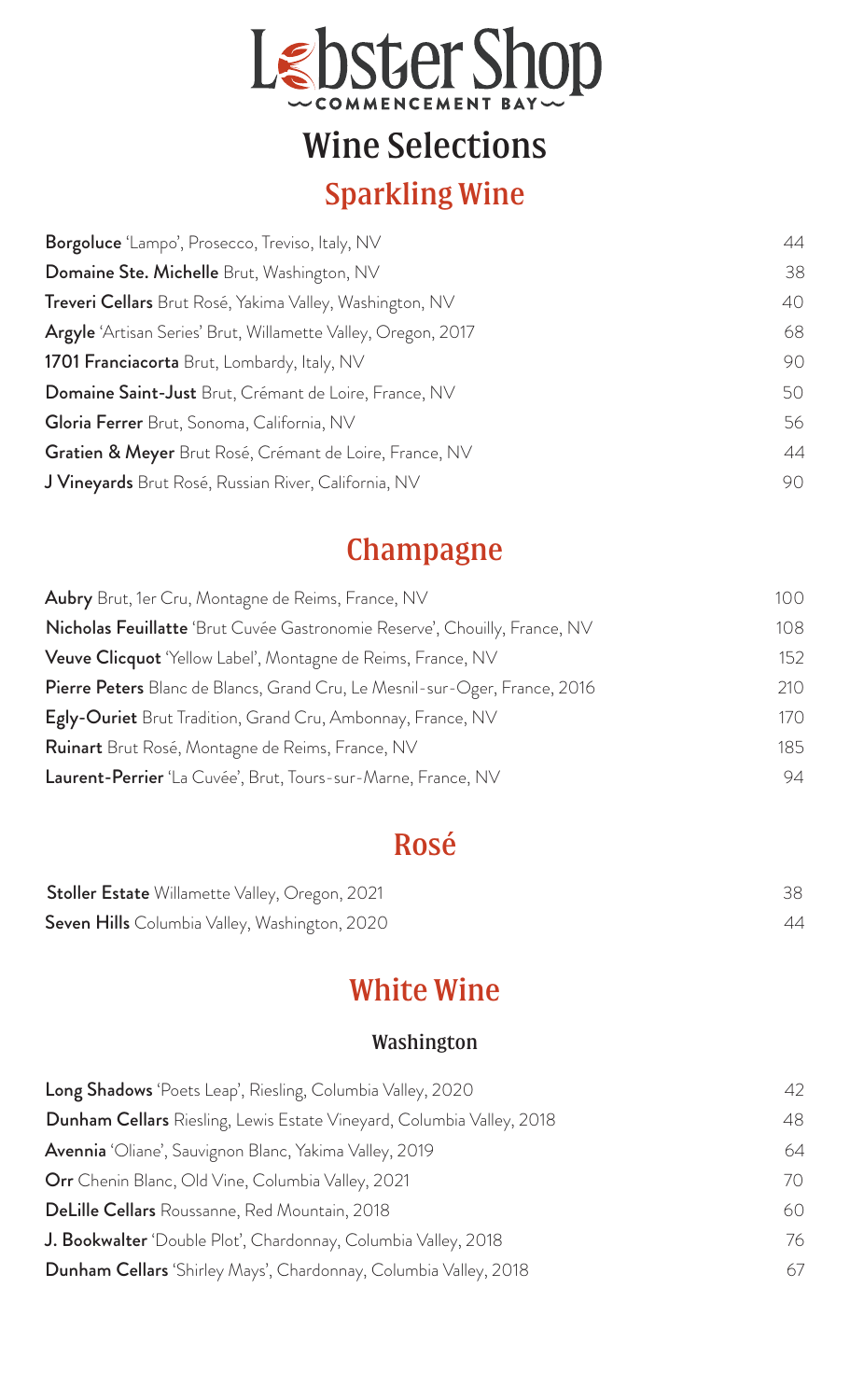# Lobster Shop

COMMENCEMENT BAY

## Wine Selections

### Sparkling Wine

| | |
|---|---|
| **Borgoluce** 'Lampo', Prosecco, Treviso, Italy, NV | 44 |
| **Domaine Ste. Michelle** Brut, Washington, NV | 38 |
| **Treveri Cellars** Brut Rosé, Yakima Valley, Washington, NV | 40 |
| **Argyle** 'Artisan Series' Brut, Willamette Valley, Oregon, 2017 | 68 |
| **1701 Franciacorta** Brut, Lombardy, Italy, NV | 90 |
| **Domaine Saint-Just** Brut, Crémant de Loire, France, NV | 50 |
| **Gloria Ferrer** Brut, Sonoma, California, NV | 56 |
| **Gratien & Meyer** Brut Rosé, Crémant de Loire, France, NV | 44 |
| **J Vineyards** Brut Rosé, Russian River, California, NV | 90 |

### Champagne

| | |
|---|---|
| **Aubry** Brut, 1er Cru, Montagne de Reims, France, NV | 100 |
| **Nicholas Feuillatte** 'Brut Cuvée Gastronomie Reserve', Chouilly, France, NV | 108 |
| **Veuve Clicquot** 'Yellow Label', Montagne de Reims, France, NV | 152 |
| **Pierre Peters** Blanc de Blancs, Grand Cru, Le Mesnil-sur-Oger, France, 2016 | 210 |
| **Egly-Ouriet** Brut Tradition, Grand Cru, Ambonnay, France, NV | 170 |
| **Ruinart** Brut Rosé, Montagne de Reims, France, NV | 185 |
| **Laurent-Perrier** 'La Cuvée', Brut, Tours-sur-Marne, France, NV | 94 |

### Rosé

| | |
|---|---|
| **Stoller Estate** Willamette Valley, Oregon, 2021 | 38 |
| **Seven Hills** Columbia Valley, Washington, 2020 | 44 |

### White Wine

#### Washington

| | |
|---|---|
| **Long Shadows** 'Poets Leap', Riesling, Columbia Valley, 2020 | 42 |
| **Dunham Cellars** Riesling, Lewis Estate Vineyard, Columbia Valley, 2018 | 48 |
| **Avennia** 'Oliane', Sauvignon Blanc, Yakima Valley, 2019 | 64 |
| **Orr** Chenin Blanc, Old Vine, Columbia Valley, 2021 | 70 |
| **DeLille Cellars** Roussanne, Red Mountain, 2018 | 60 |
| **J. Bookwalter** 'Double Plot', Chardonnay, Columbia Valley, 2018 | 76 |
| **Dunham Cellars** 'Shirley Mays', Chardonnay, Columbia Valley, 2018 | 67 |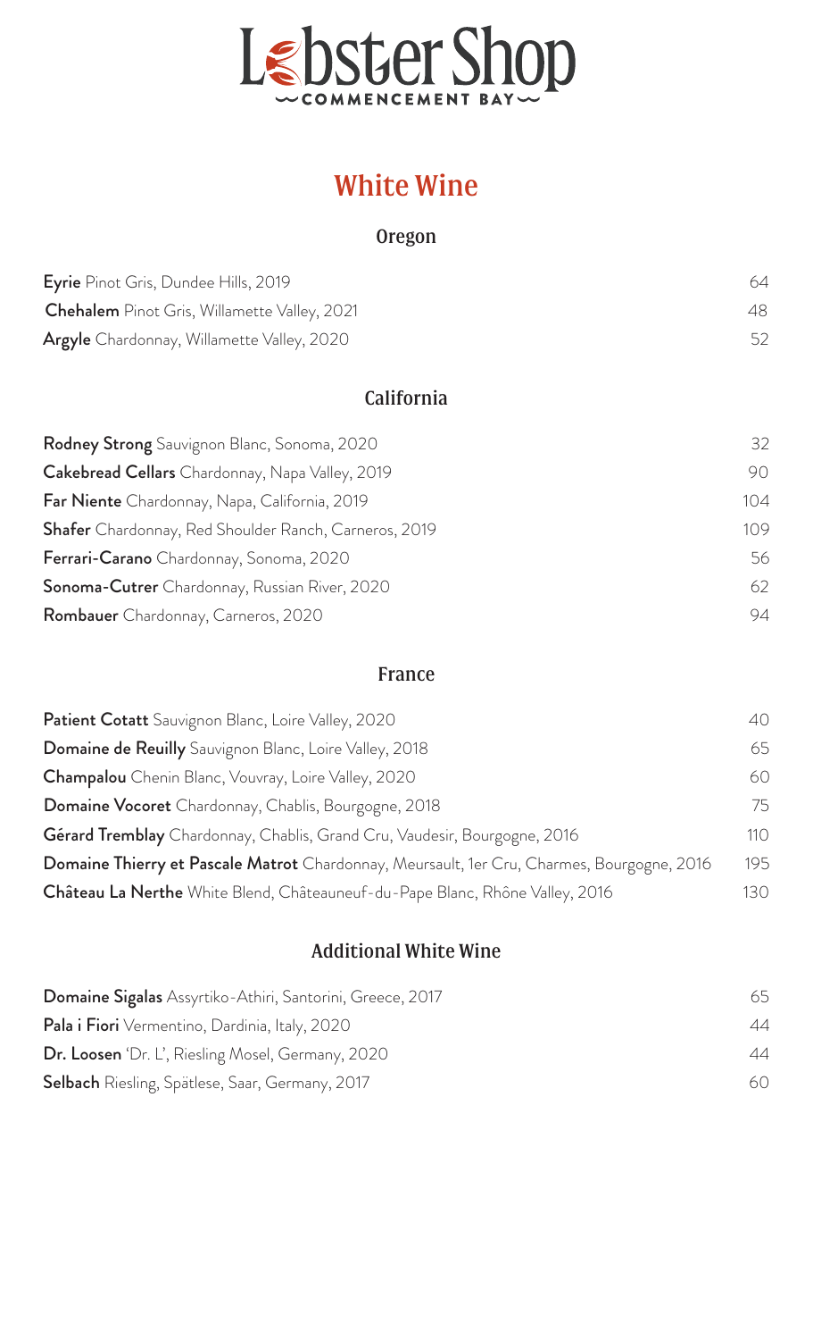# Lobster Shop

COMMENCEMENT BAY

## White Wine

### Oregon

| Wine | Price |
|---|---|
| **Eyrie** Pinot Gris, Dundee Hills, 2019 | 64 |
| **Chehalem** Pinot Gris, Willamette Valley, 2021 | 48 |
| **Argyle** Chardonnay, Willamette Valley, 2020 | 52 |

### California

| Wine | Price |
|---|---|
| **Rodney Strong** Sauvignon Blanc, Sonoma, 2020 | 32 |
| **Cakebread Cellars** Chardonnay, Napa Valley, 2019 | 90 |
| **Far Niente** Chardonnay, Napa, California, 2019 | 104 |
| **Shafer** Chardonnay, Red Shoulder Ranch, Carneros, 2019 | 109 |
| **Ferrari-Carano** Chardonnay, Sonoma, 2020 | 56 |
| **Sonoma-Cutrer** Chardonnay, Russian River, 2020 | 62 |
| **Rombauer** Chardonnay, Carneros, 2020 | 94 |

### France

| Wine | Price |
|---|---|
| **Patient Cotatt** Sauvignon Blanc, Loire Valley, 2020 | 40 |
| **Domaine de Reuilly** Sauvignon Blanc, Loire Valley, 2018 | 65 |
| **Champalou** Chenin Blanc, Vouvray, Loire Valley, 2020 | 60 |
| **Domaine Vocoret** Chardonnay, Chablis, Bourgogne, 2018 | 75 |
| **Gérard Tremblay** Chardonnay, Chablis, Grand Cru, Vaudesir, Bourgogne, 2016 | 110 |
| **Domaine Thierry et Pascale Matrot** Chardonnay, Meursault, 1er Cru, Charmes, Bourgogne, 2016 | 195 |
| **Château La Nerthe** White Blend, Châteauneuf-du-Pape Blanc, Rhône Valley, 2016 | 130 |

### Additional White Wine

| Wine | Price |
|---|---|
| **Domaine Sigalas** Assyrtiko-Athiri, Santorini, Greece, 2017 | 65 |
| **Pala i Fiori** Vermentino, Dardinia, Italy, 2020 | 44 |
| **Dr. Loosen** 'Dr. L', Riesling Mosel, Germany, 2020 | 44 |
| **Selbach** Riesling, Spätlese, Saar, Germany, 2017 | 60 |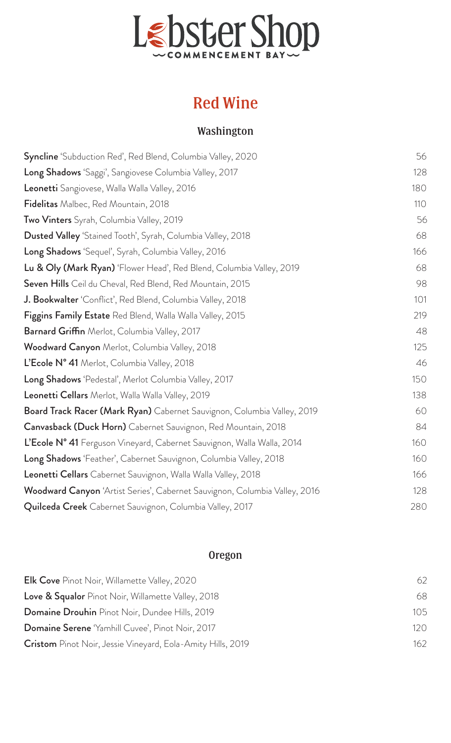# Lobster Shop

COMMENCEMENT BAY

## Red Wine

### Washington

| | |
|---|---|
| **Syncline** 'Subduction Red', Red Blend, Columbia Valley, 2020 | 56 |
| **Long Shadows** 'Saggi', Sangiovese Columbia Valley, 2017 | 128 |
| **Leonetti** Sangiovese, Walla Walla Valley, 2016 | 180 |
| **Fidelitas** Malbec, Red Mountain, 2018 | 110 |
| **Two Vinters** Syrah, Columbia Valley, 2019 | 56 |
| **Dusted Valley** 'Stained Tooth', Syrah, Columbia Valley, 2018 | 68 |
| **Long Shadows** 'Sequel', Syrah, Columbia Valley, 2016 | 166 |
| **Lu & Oly (Mark Ryan)** 'Flower Head', Red Blend, Columbia Valley, 2019 | 68 |
| **Seven Hills** Ceil du Cheval, Red Blend, Red Mountain, 2015 | 98 |
| **J. Bookwalter** 'Conflict', Red Blend, Columbia Valley, 2018 | 101 |
| **Figgins Family Estate** Red Blend, Walla Walla Valley, 2015 | 219 |
| **Barnard Griffin** Merlot, Columbia Valley, 2017 | 48 |
| **Woodward Canyon** Merlot, Columbia Valley, 2018 | 125 |
| **L'Ecole N° 41** Merlot, Columbia Valley, 2018 | 46 |
| **Long Shadows** 'Pedestal', Merlot Columbia Valley, 2017 | 150 |
| **Leonetti Cellars** Merlot, Walla Walla Valley, 2019 | 138 |
| **Board Track Racer (Mark Ryan)** Cabernet Sauvignon, Columbia Valley, 2019 | 60 |
| **Canvasback (Duck Horn)** Cabernet Sauvignon, Red Mountain, 2018 | 84 |
| **L'Ecole N° 41** Ferguson Vineyard, Cabernet Sauvignon, Walla Walla, 2014 | 160 |
| **Long Shadows** 'Feather', Cabernet Sauvignon, Columbia Valley, 2018 | 160 |
| **Leonetti Cellars** Cabernet Sauvignon, Walla Walla Valley, 2018 | 166 |
| **Woodward Canyon** 'Artist Series', Cabernet Sauvignon, Columbia Valley, 2016 | 128 |
| **Quilceda Creek** Cabernet Sauvignon, Columbia Valley, 2017 | 280 |

### Oregon

| | |
|---|---|
| **Elk Cove** Pinot Noir, Willamette Valley, 2020 | 62 |
| **Love & Squalor** Pinot Noir, Willamette Valley, 2018 | 68 |
| **Domaine Drouhin** Pinot Noir, Dundee Hills, 2019 | 105 |
| **Domaine Serene** 'Yamhill Cuvee', Pinot Noir, 2017 | 120 |
| **Cristom** Pinot Noir, Jessie Vineyard, Eola-Amity Hills, 2019 | 162 |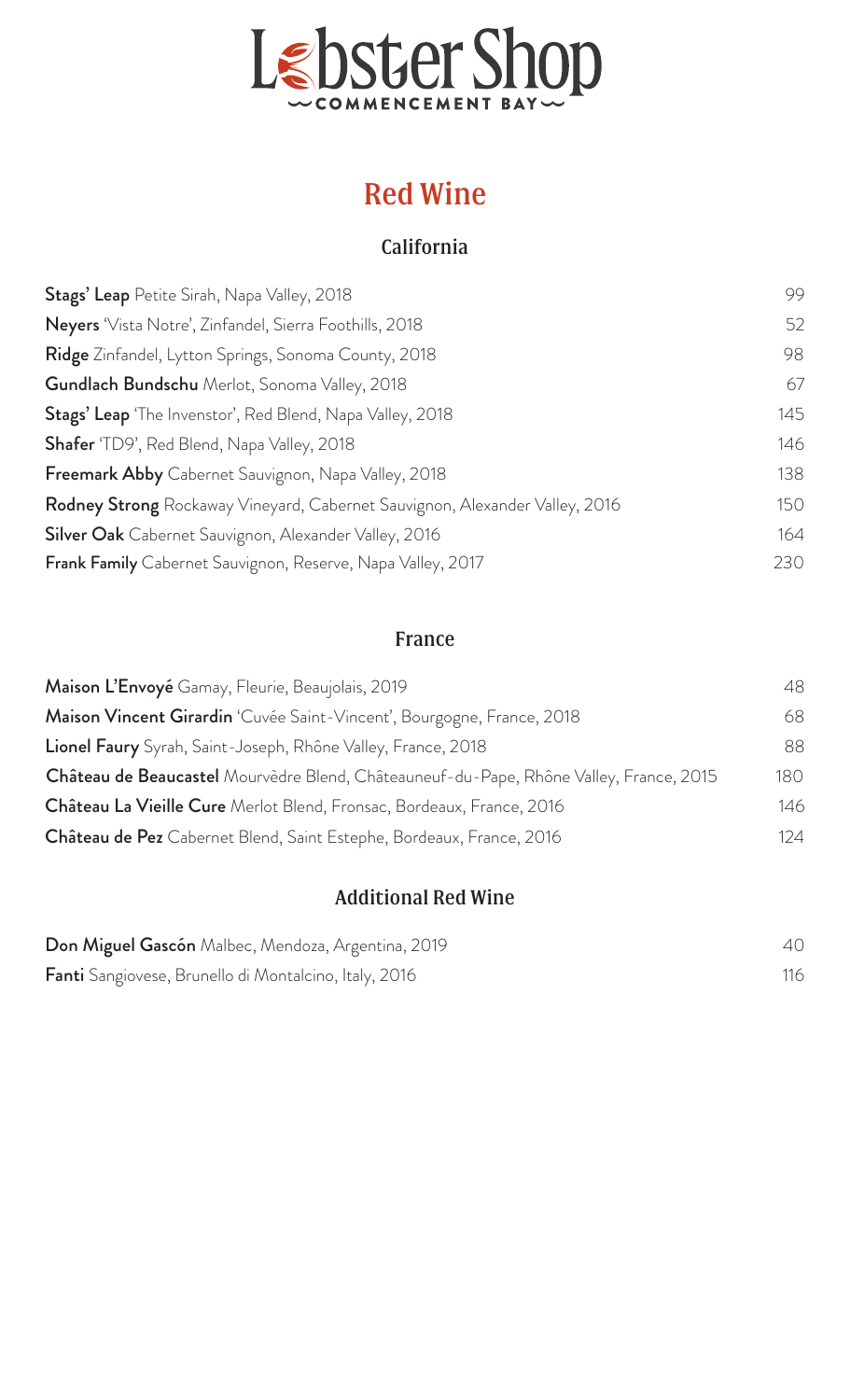# Lobster Shop

COMMENCEMENT BAY

## Red Wine

### California

| | |
|---|---|
| **Stags' Leap** Petite Sirah, Napa Valley, 2018 | 99 |
| **Neyers** 'Vista Notre', Zinfandel, Sierra Foothills, 2018 | 52 |
| **Ridge** Zinfandel, Lytton Springs, Sonoma County, 2018 | 98 |
| **Gundlach Bundschu** Merlot, Sonoma Valley, 2018 | 67 |
| **Stags' Leap** 'The Invenstor', Red Blend, Napa Valley, 2018 | 145 |
| **Shafer** 'TD9', Red Blend, Napa Valley, 2018 | 146 |
| **Freemark Abby** Cabernet Sauvignon, Napa Valley, 2018 | 138 |
| **Rodney Strong** Rockaway Vineyard, Cabernet Sauvignon, Alexander Valley, 2016 | 150 |
| **Silver Oak** Cabernet Sauvignon, Alexander Valley, 2016 | 164 |
| **Frank Family** Cabernet Sauvignon, Reserve, Napa Valley, 2017 | 230 |

### France

| | |
|---|---|
| **Maison L'Envoyé** Gamay, Fleurie, Beaujolais, 2019 | 48 |
| **Maison Vincent Girardin** 'Cuvée Saint-Vincent', Bourgogne, France, 2018 | 68 |
| **Lionel Faury** Syrah, Saint-Joseph, Rhône Valley, France, 2018 | 88 |
| **Château de Beaucastel** Mourvèdre Blend, Châteauneuf-du-Pape, Rhône Valley, France, 2015 | 180 |
| **Château La Vieille Cure** Merlot Blend, Fronsac, Bordeaux, France, 2016 | 146 |
| **Château de Pez** Cabernet Blend, Saint Estephe, Bordeaux, France, 2016 | 124 |

### Additional Red Wine

| | |
|---|---|
| **Don Miguel Gascón** Malbec, Mendoza, Argentina, 2019 | 40 |
| **Fanti** Sangiovese, Brunello di Montalcino, Italy, 2016 | 116 |